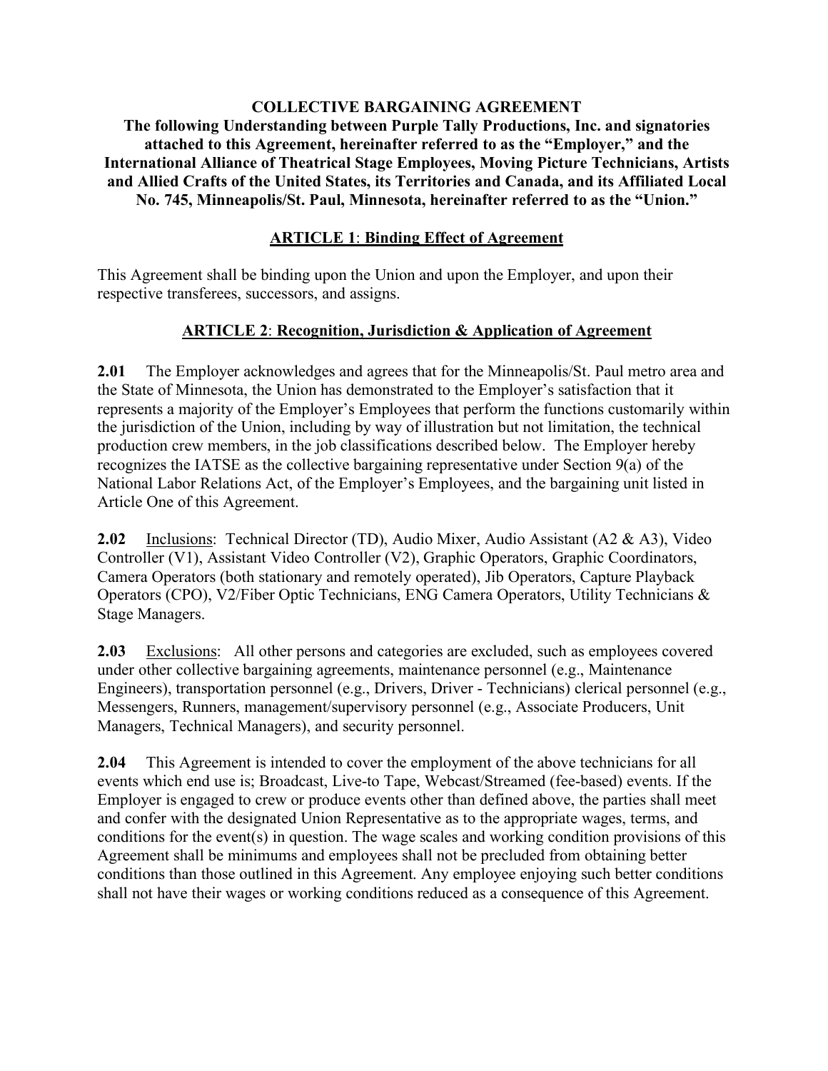# COLLECTIVE BARGAINING AGREEMENT

**The following Understanding between Purple Tally Productions, Inc. and signatories attached to this Agreement, hereinafter referred to as the "Employer," and the International Alliance of Theatrical Stage Employees, Moving Picture Technicians, Artists and Allied Crafts of the United States, its Territories and Canada, and its Affiliated Local No. 745, Minneapolis/St. Paul, Minnesota, hereinafter referred to as the "Union."**

## ARTICLE 1: Binding Effect of Agreement

This Agreement shall be binding upon the Union and upon the Employer, and upon their respective transferees, successors, and assigns.

## ARTICLE 2: Recognition, Jurisdiction & Application of Agreement

**2.01** The Employer acknowledges and agrees that for the Minneapolis/St. Paul metro area and the State of Minnesota, the Union has demonstrated to the Employer's satisfaction that it represents a majority of the Employer's Employees that perform the functions customarily within the jurisdiction of the Union, including by way of illustration but not limitation, the technical production crew members, in the job classifications described below. The Employer hereby recognizes the IATSE as the collective bargaining representative under Section 9(a) of the National Labor Relations Act, of the Employer's Employees, and the bargaining unit listed in Article One of this Agreement.

**2.02** Inclusions: Technical Director (TD), Audio Mixer, Audio Assistant (A2 & A3), Video Controller (V1), Assistant Video Controller (V2), Graphic Operators, Graphic Coordinators, Camera Operators (both stationary and remotely operated), Jib Operators, Capture Playback Operators (CPO), V2/Fiber Optic Technicians, ENG Camera Operators, Utility Technicians & Stage Managers.

**2.03** Exclusions: All other persons and categories are excluded, such as employees covered under other collective bargaining agreements, maintenance personnel (e.g., Maintenance Engineers), transportation personnel (e.g., Drivers, Driver - Technicians) clerical personnel (e.g., Messengers, Runners, management/supervisory personnel (e.g., Associate Producers, Unit Managers, Technical Managers), and security personnel.

**2.04** This Agreement is intended to cover the employment of the above technicians for all events which end use is; Broadcast, Live-to Tape, Webcast/Streamed (fee-based) events. If the Employer is engaged to crew or produce events other than defined above, the parties shall meet and confer with the designated Union Representative as to the appropriate wages, terms, and conditions for the event(s) in question. The wage scales and working condition provisions of this Agreement shall be minimums and employees shall not be precluded from obtaining better conditions than those outlined in this Agreement. Any employee enjoying such better conditions shall not have their wages or working conditions reduced as a consequence of this Agreement.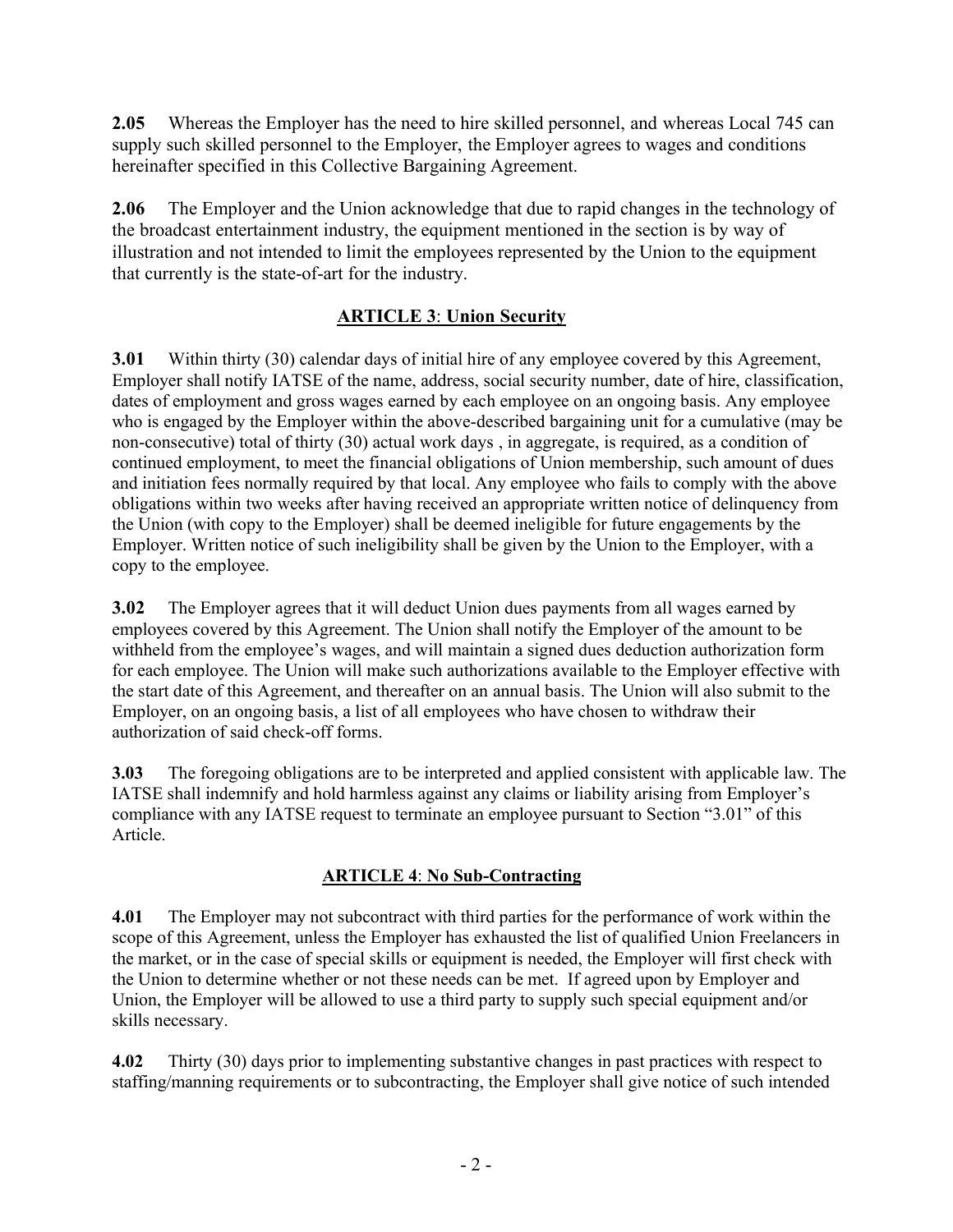**2.05** Whereas the Employer has the need to hire skilled personnel, and whereas Local 745 can supply such skilled personnel to the Employer, the Employer agrees to wages and conditions hereinafter specified in this Collective Bargaining Agreement.

**2.06** The Employer and the Union acknowledge that due to rapid changes in the technology of the broadcast entertainment industry, the equipment mentioned in the section is by way of illustration and not intended to limit the employees represented by the Union to the equipment that currently is the state-of-art for the industry.

## ARTICLE 3: Union Security

**3.01** Within thirty (30) calendar days of initial hire of any employee covered by this Agreement, Employer shall notify IATSE of the name, address, social security number, date of hire, classification, dates of employment and gross wages earned by each employee on an ongoing basis. Any employee who is engaged by the Employer within the above-described bargaining unit for a cumulative (may be non-consecutive) total of thirty (30) actual work days , in aggregate, is required, as a condition of continued employment, to meet the financial obligations of Union membership, such amount of dues and initiation fees normally required by that local. Any employee who fails to comply with the above obligations within two weeks after having received an appropriate written notice of delinquency from the Union (with copy to the Employer) shall be deemed ineligible for future engagements by the Employer. Written notice of such ineligibility shall be given by the Union to the Employer, with a copy to the employee.

**3.02** The Employer agrees that it will deduct Union dues payments from all wages earned by employees covered by this Agreement. The Union shall notify the Employer of the amount to be withheld from the employee's wages, and will maintain a signed dues deduction authorization form for each employee. The Union will make such authorizations available to the Employer effective with the start date of this Agreement, and thereafter on an annual basis. The Union will also submit to the Employer, on an ongoing basis, a list of all employees who have chosen to withdraw their authorization of said check-off forms.

**3.03** The foregoing obligations are to be interpreted and applied consistent with applicable law. The IATSE shall indemnify and hold harmless against any claims or liability arising from Employer's compliance with any IATSE request to terminate an employee pursuant to Section "3.01" of this Article.

## ARTICLE 4: No Sub-Contracting

**4.01** The Employer may not subcontract with third parties for the performance of work within the scope of this Agreement, unless the Employer has exhausted the list of qualified Union Freelancers in the market, or in the case of special skills or equipment is needed, the Employer will first check with the Union to determine whether or not these needs can be met. If agreed upon by Employer and Union, the Employer will be allowed to use a third party to supply such special equipment and/or skills necessary.

**4.02** Thirty (30) days prior to implementing substantive changes in past practices with respect to staffing/manning requirements or to subcontracting, the Employer shall give notice of such intended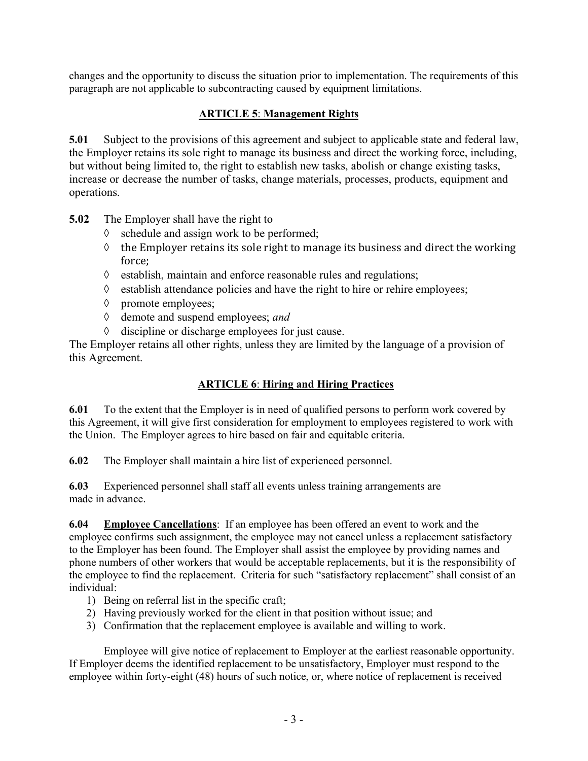changes and the opportunity to discuss the situation prior to implementation. The requirements of this paragraph are not applicable to subcontracting caused by equipment limitations.

## ARTICLE 5: Management Rights

**5.01** Subject to the provisions of this agreement and subject to applicable state and federal law, the Employer retains its sole right to manage its business and direct the working force, including, but without being limited to, the right to establish new tasks, abolish or change existing tasks, increase or decrease the number of tasks, change materials, processes, products, equipment and operations.

**5.02** The Employer shall have the right to

- ◊ schedule and assign work to be performed;
- ◊ the Employer retains its sole right to manage its business and direct the working force;
- ◊ establish, maintain and enforce reasonable rules and regulations;
- ◊ establish attendance policies and have the right to hire or rehire employees;
- ◊ promote employees;
- ◊ demote and suspend employees; *and*
- ◊ discipline or discharge employees for just cause.

The Employer retains all other rights, unless they are limited by the language of a provision of this Agreement.

## ARTICLE 6: Hiring and Hiring Practices

**6.01** To the extent that the Employer is in need of qualified persons to perform work covered by this Agreement, it will give first consideration for employment to employees registered to work with the Union. The Employer agrees to hire based on fair and equitable criteria.

**6.02** The Employer shall maintain a hire list of experienced personnel.

**6.03** Experienced personnel shall staff all events unless training arrangements are made in advance.

**6.04** **Employee Cancellations**: If an employee has been offered an event to work and the employee confirms such assignment, the employee may not cancel unless a replacement satisfactory to the Employer has been found. The Employer shall assist the employee by providing names and phone numbers of other workers that would be acceptable replacements, but it is the responsibility of the employee to find the replacement. Criteria for such "satisfactory replacement" shall consist of an individual:

1) Being on referral list in the specific craft;
2) Having previously worked for the client in that position without issue; and
3) Confirmation that the replacement employee is available and willing to work.

Employee will give notice of replacement to Employer at the earliest reasonable opportunity. If Employer deems the identified replacement to be unsatisfactory, Employer must respond to the employee within forty-eight (48) hours of such notice, or, where notice of replacement is received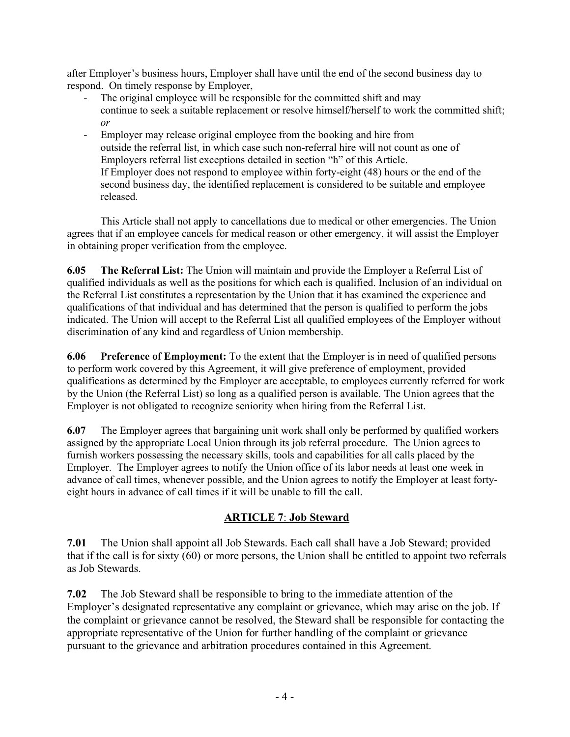after Employer's business hours, Employer shall have until the end of the second business day to respond. On timely response by Employer,

- The original employee will be responsible for the committed shift and may continue to seek a suitable replacement or resolve himself/herself to work the committed shift; *or*
- Employer may release original employee from the booking and hire from outside the referral list, in which case such non-referral hire will not count as one of Employers referral list exceptions detailed in section "h" of this Article.
  If Employer does not respond to employee within forty-eight (48) hours or the end of the second business day, the identified replacement is considered to be suitable and employee released.

This Article shall not apply to cancellations due to medical or other emergencies. The Union agrees that if an employee cancels for medical reason or other emergency, it will assist the Employer in obtaining proper verification from the employee.

**6.05 The Referral List:** The Union will maintain and provide the Employer a Referral List of qualified individuals as well as the positions for which each is qualified. Inclusion of an individual on the Referral List constitutes a representation by the Union that it has examined the experience and qualifications of that individual and has determined that the person is qualified to perform the jobs indicated. The Union will accept to the Referral List all qualified employees of the Employer without discrimination of any kind and regardless of Union membership.

**6.06 Preference of Employment:** To the extent that the Employer is in need of qualified persons to perform work covered by this Agreement, it will give preference of employment, provided qualifications as determined by the Employer are acceptable, to employees currently referred for work by the Union (the Referral List) so long as a qualified person is available. The Union agrees that the Employer is not obligated to recognize seniority when hiring from the Referral List.

**6.07** The Employer agrees that bargaining unit work shall only be performed by qualified workers assigned by the appropriate Local Union through its job referral procedure. The Union agrees to furnish workers possessing the necessary skills, tools and capabilities for all calls placed by the Employer. The Employer agrees to notify the Union office of its labor needs at least one week in advance of call times, whenever possible, and the Union agrees to notify the Employer at least forty-eight hours in advance of call times if it will be unable to fill the call.

## ARTICLE 7: Job Steward

**7.01** The Union shall appoint all Job Stewards. Each call shall have a Job Steward; provided that if the call is for sixty (60) or more persons, the Union shall be entitled to appoint two referrals as Job Stewards.

**7.02** The Job Steward shall be responsible to bring to the immediate attention of the Employer's designated representative any complaint or grievance, which may arise on the job. If the complaint or grievance cannot be resolved, the Steward shall be responsible for contacting the appropriate representative of the Union for further handling of the complaint or grievance pursuant to the grievance and arbitration procedures contained in this Agreement.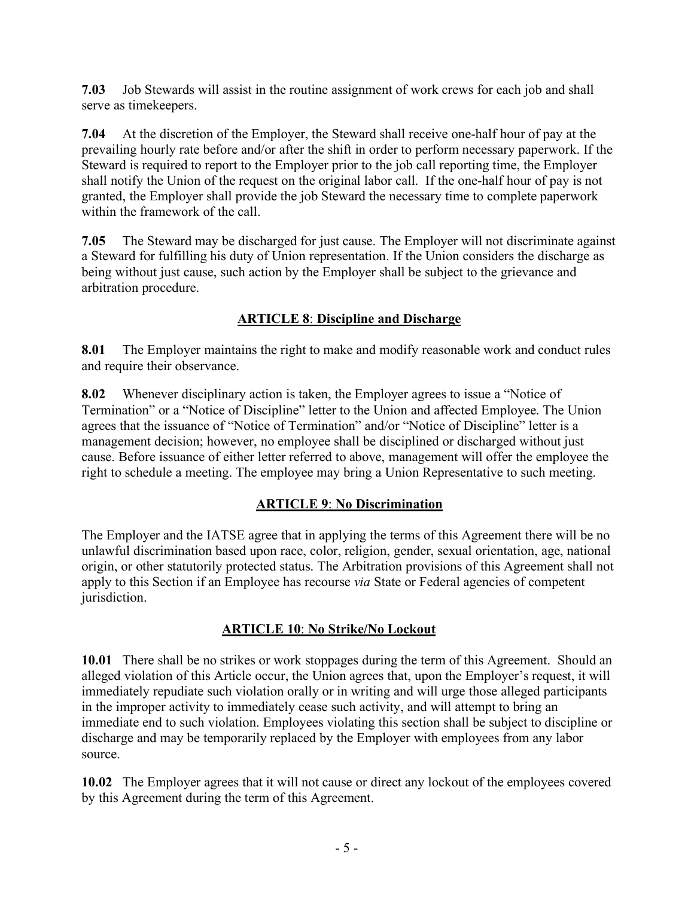**7.03** Job Stewards will assist in the routine assignment of work crews for each job and shall serve as timekeepers.

**7.04** At the discretion of the Employer, the Steward shall receive one-half hour of pay at the prevailing hourly rate before and/or after the shift in order to perform necessary paperwork. If the Steward is required to report to the Employer prior to the job call reporting time, the Employer shall notify the Union of the request on the original labor call. If the one-half hour of pay is not granted, the Employer shall provide the job Steward the necessary time to complete paperwork within the framework of the call.

**7.05** The Steward may be discharged for just cause. The Employer will not discriminate against a Steward for fulfilling his duty of Union representation. If the Union considers the discharge as being without just cause, such action by the Employer shall be subject to the grievance and arbitration procedure.

## ARTICLE 8: Discipline and Discharge

**8.01** The Employer maintains the right to make and modify reasonable work and conduct rules and require their observance.

**8.02** Whenever disciplinary action is taken, the Employer agrees to issue a "Notice of Termination" or a "Notice of Discipline" letter to the Union and affected Employee. The Union agrees that the issuance of "Notice of Termination" and/or "Notice of Discipline" letter is a management decision; however, no employee shall be disciplined or discharged without just cause. Before issuance of either letter referred to above, management will offer the employee the right to schedule a meeting. The employee may bring a Union Representative to such meeting.

## ARTICLE 9: No Discrimination

The Employer and the IATSE agree that in applying the terms of this Agreement there will be no unlawful discrimination based upon race, color, religion, gender, sexual orientation, age, national origin, or other statutorily protected status. The Arbitration provisions of this Agreement shall not apply to this Section if an Employee has recourse *via* State or Federal agencies of competent jurisdiction.

## ARTICLE 10: No Strike/No Lockout

**10.01** There shall be no strikes or work stoppages during the term of this Agreement. Should an alleged violation of this Article occur, the Union agrees that, upon the Employer's request, it will immediately repudiate such violation orally or in writing and will urge those alleged participants in the improper activity to immediately cease such activity, and will attempt to bring an immediate end to such violation. Employees violating this section shall be subject to discipline or discharge and may be temporarily replaced by the Employer with employees from any labor source.

**10.02** The Employer agrees that it will not cause or direct any lockout of the employees covered by this Agreement during the term of this Agreement.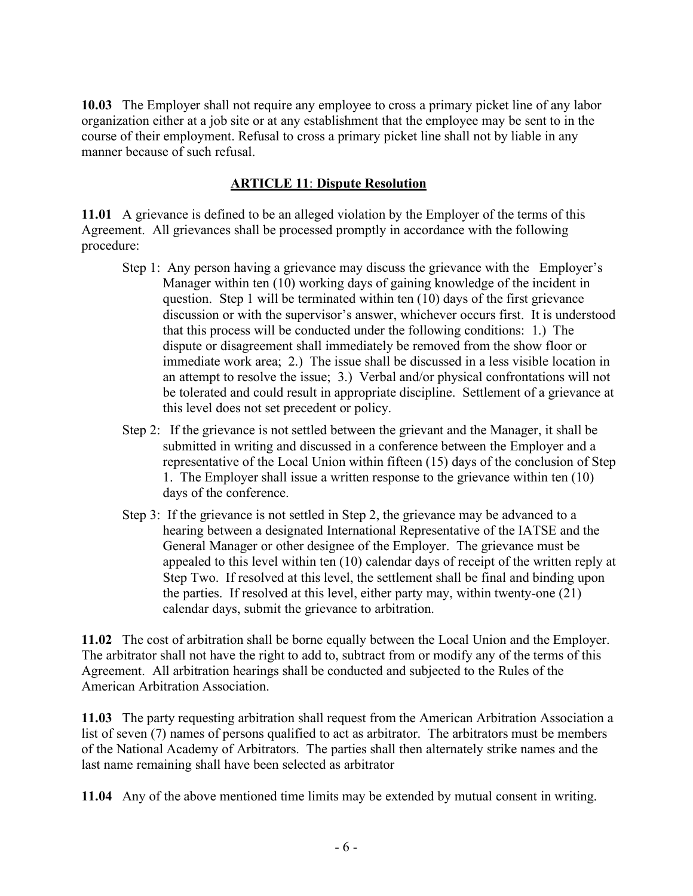**10.03** The Employer shall not require any employee to cross a primary picket line of any labor organization either at a job site or at any establishment that the employee may be sent to in the course of their employment. Refusal to cross a primary picket line shall not by liable in any manner because of such refusal.

## **ARTICLE 11**: **Dispute Resolution**

**11.01** A grievance is defined to be an alleged violation by the Employer of the terms of this Agreement. All grievances shall be processed promptly in accordance with the following procedure:

Step 1: Any person having a grievance may discuss the grievance with the Employer's Manager within ten (10) working days of gaining knowledge of the incident in question. Step 1 will be terminated within ten (10) days of the first grievance discussion or with the supervisor's answer, whichever occurs first. It is understood that this process will be conducted under the following conditions: 1.) The dispute or disagreement shall immediately be removed from the show floor or immediate work area; 2.) The issue shall be discussed in a less visible location in an attempt to resolve the issue; 3.) Verbal and/or physical confrontations will not be tolerated and could result in appropriate discipline. Settlement of a grievance at this level does not set precedent or policy.

Step 2: If the grievance is not settled between the grievant and the Manager, it shall be submitted in writing and discussed in a conference between the Employer and a representative of the Local Union within fifteen (15) days of the conclusion of Step 1. The Employer shall issue a written response to the grievance within ten (10) days of the conference.

Step 3: If the grievance is not settled in Step 2, the grievance may be advanced to a hearing between a designated International Representative of the IATSE and the General Manager or other designee of the Employer. The grievance must be appealed to this level within ten (10) calendar days of receipt of the written reply at Step Two. If resolved at this level, the settlement shall be final and binding upon the parties. If resolved at this level, either party may, within twenty-one (21) calendar days, submit the grievance to arbitration.

**11.02** The cost of arbitration shall be borne equally between the Local Union and the Employer. The arbitrator shall not have the right to add to, subtract from or modify any of the terms of this Agreement. All arbitration hearings shall be conducted and subjected to the Rules of the American Arbitration Association.

**11.03** The party requesting arbitration shall request from the American Arbitration Association a list of seven (7) names of persons qualified to act as arbitrator. The arbitrators must be members of the National Academy of Arbitrators. The parties shall then alternately strike names and the last name remaining shall have been selected as arbitrator

**11.04** Any of the above mentioned time limits may be extended by mutual consent in writing.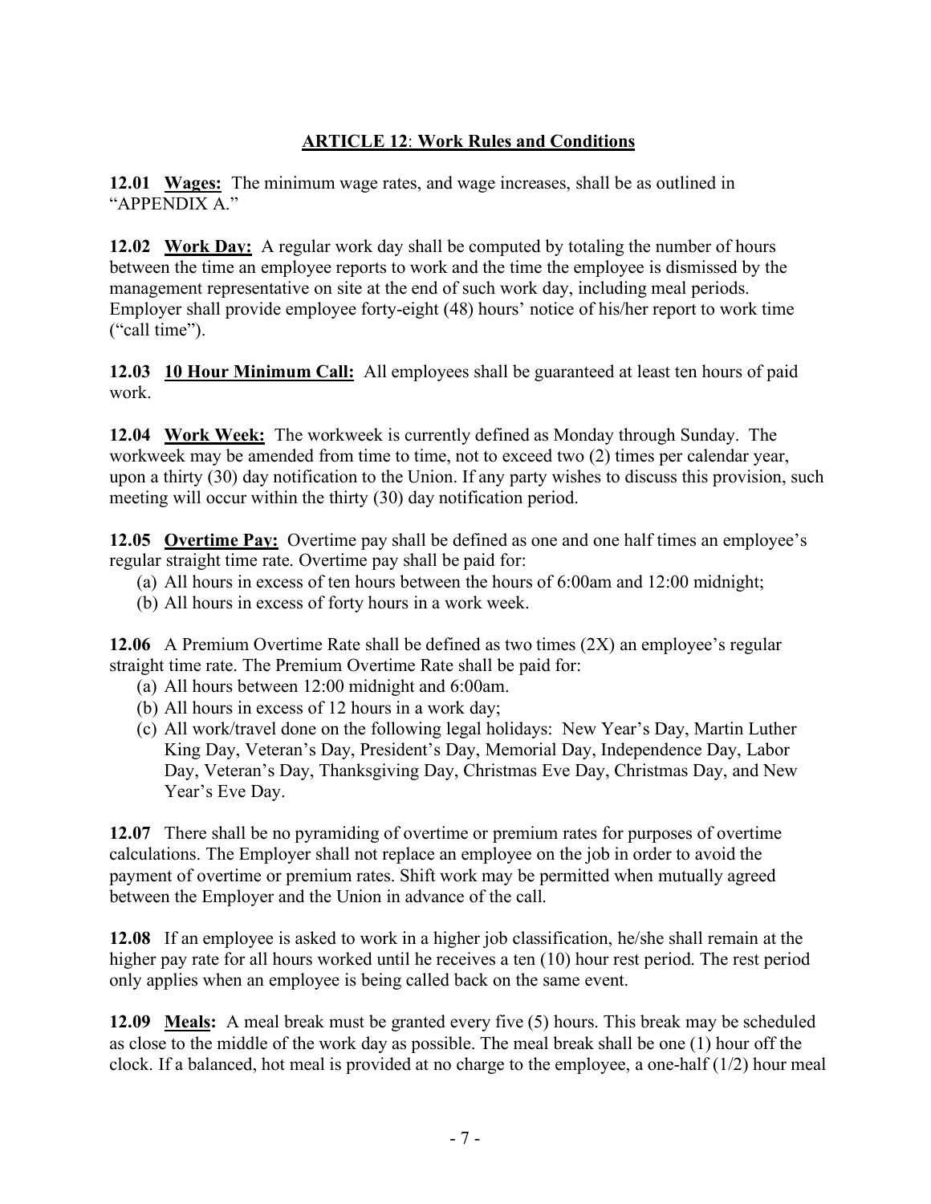## ARTICLE 12: Work Rules and Conditions

**12.01 Wages:** The minimum wage rates, and wage increases, shall be as outlined in "APPENDIX A."

**12.02 Work Day:** A regular work day shall be computed by totaling the number of hours between the time an employee reports to work and the time the employee is dismissed by the management representative on site at the end of such work day, including meal periods. Employer shall provide employee forty-eight (48) hours' notice of his/her report to work time ("call time").

**12.03 10 Hour Minimum Call:** All employees shall be guaranteed at least ten hours of paid work.

**12.04 Work Week:** The workweek is currently defined as Monday through Sunday. The workweek may be amended from time to time, not to exceed two (2) times per calendar year, upon a thirty (30) day notification to the Union. If any party wishes to discuss this provision, such meeting will occur within the thirty (30) day notification period.

**12.05 Overtime Pay:** Overtime pay shall be defined as one and one half times an employee's regular straight time rate. Overtime pay shall be paid for:

(a) All hours in excess of ten hours between the hours of 6:00am and 12:00 midnight;
(b) All hours in excess of forty hours in a work week.

**12.06** A Premium Overtime Rate shall be defined as two times (2X) an employee's regular straight time rate. The Premium Overtime Rate shall be paid for:

(a) All hours between 12:00 midnight and 6:00am.
(b) All hours in excess of 12 hours in a work day;
(c) All work/travel done on the following legal holidays: New Year's Day, Martin Luther King Day, Veteran's Day, President's Day, Memorial Day, Independence Day, Labor Day, Veteran's Day, Thanksgiving Day, Christmas Eve Day, Christmas Day, and New Year's Eve Day.

**12.07** There shall be no pyramiding of overtime or premium rates for purposes of overtime calculations. The Employer shall not replace an employee on the job in order to avoid the payment of overtime or premium rates. Shift work may be permitted when mutually agreed between the Employer and the Union in advance of the call.

**12.08** If an employee is asked to work in a higher job classification, he/she shall remain at the higher pay rate for all hours worked until he receives a ten (10) hour rest period. The rest period only applies when an employee is being called back on the same event.

**12.09 Meals:** A meal break must be granted every five (5) hours. This break may be scheduled as close to the middle of the work day as possible. The meal break shall be one (1) hour off the clock. If a balanced, hot meal is provided at no charge to the employee, a one-half (1/2) hour meal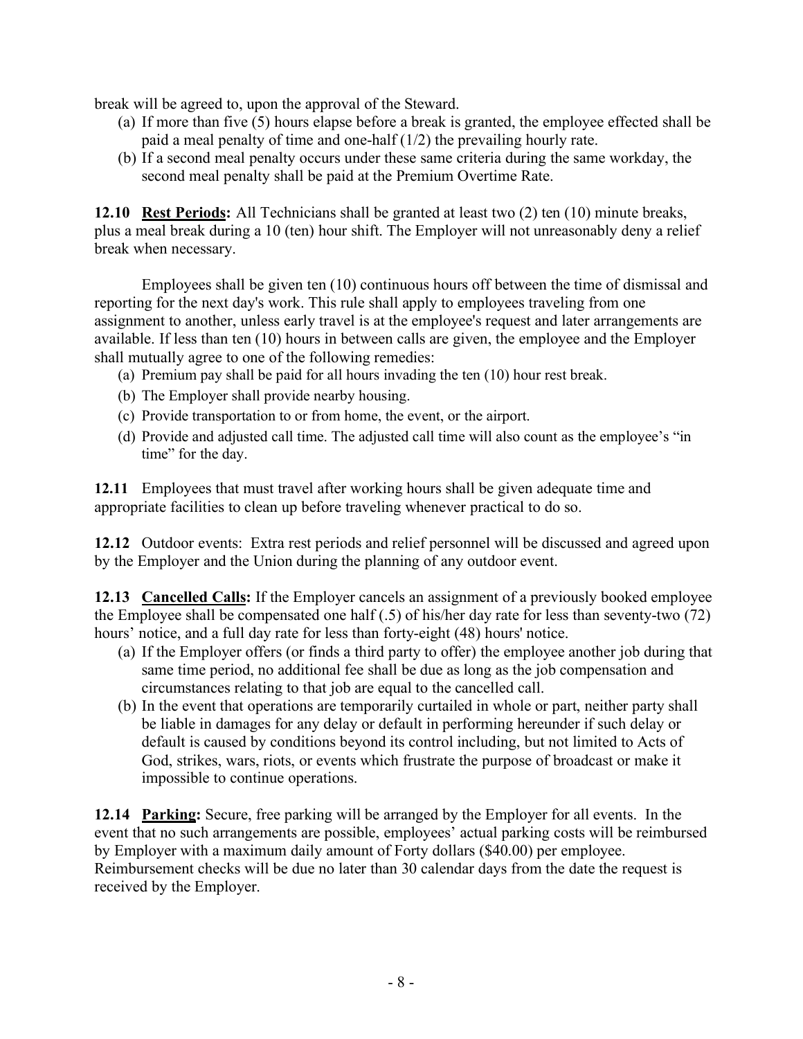break will be agreed to, upon the approval of the Steward.

(a) If more than five (5) hours elapse before a break is granted, the employee effected shall be paid a meal penalty of time and one-half (1/2) the prevailing hourly rate.
(b) If a second meal penalty occurs under these same criteria during the same workday, the second meal penalty shall be paid at the Premium Overtime Rate.

**12.10** **<u>Rest Periods</u>:** All Technicians shall be granted at least two (2) ten (10) minute breaks, plus a meal break during a 10 (ten) hour shift. The Employer will not unreasonably deny a relief break when necessary.

Employees shall be given ten (10) continuous hours off between the time of dismissal and reporting for the next day's work. This rule shall apply to employees traveling from one assignment to another, unless early travel is at the employee's request and later arrangements are available. If less than ten (10) hours in between calls are given, the employee and the Employer shall mutually agree to one of the following remedies:

(a) Premium pay shall be paid for all hours invading the ten (10) hour rest break.
(b) The Employer shall provide nearby housing.
(c) Provide transportation to or from home, the event, or the airport.
(d) Provide and adjusted call time. The adjusted call time will also count as the employee's "in time" for the day.

**12.11** Employees that must travel after working hours shall be given adequate time and appropriate facilities to clean up before traveling whenever practical to do so.

**12.12** Outdoor events: Extra rest periods and relief personnel will be discussed and agreed upon by the Employer and the Union during the planning of any outdoor event.

**12.13** **<u>Cancelled Calls</u>:** If the Employer cancels an assignment of a previously booked employee the Employee shall be compensated one half (.5) of his/her day rate for less than seventy-two (72) hours' notice, and a full day rate for less than forty-eight (48) hours' notice.

(a) If the Employer offers (or finds a third party to offer) the employee another job during that same time period, no additional fee shall be due as long as the job compensation and circumstances relating to that job are equal to the cancelled call.
(b) In the event that operations are temporarily curtailed in whole or part, neither party shall be liable in damages for any delay or default in performing hereunder if such delay or default is caused by conditions beyond its control including, but not limited to Acts of God, strikes, wars, riots, or events which frustrate the purpose of broadcast or make it impossible to continue operations.

**12.14** **<u>Parking</u>:** Secure, free parking will be arranged by the Employer for all events. In the event that no such arrangements are possible, employees' actual parking costs will be reimbursed by Employer with a maximum daily amount of Forty dollars ($40.00) per employee. Reimbursement checks will be due no later than 30 calendar days from the date the request is received by the Employer.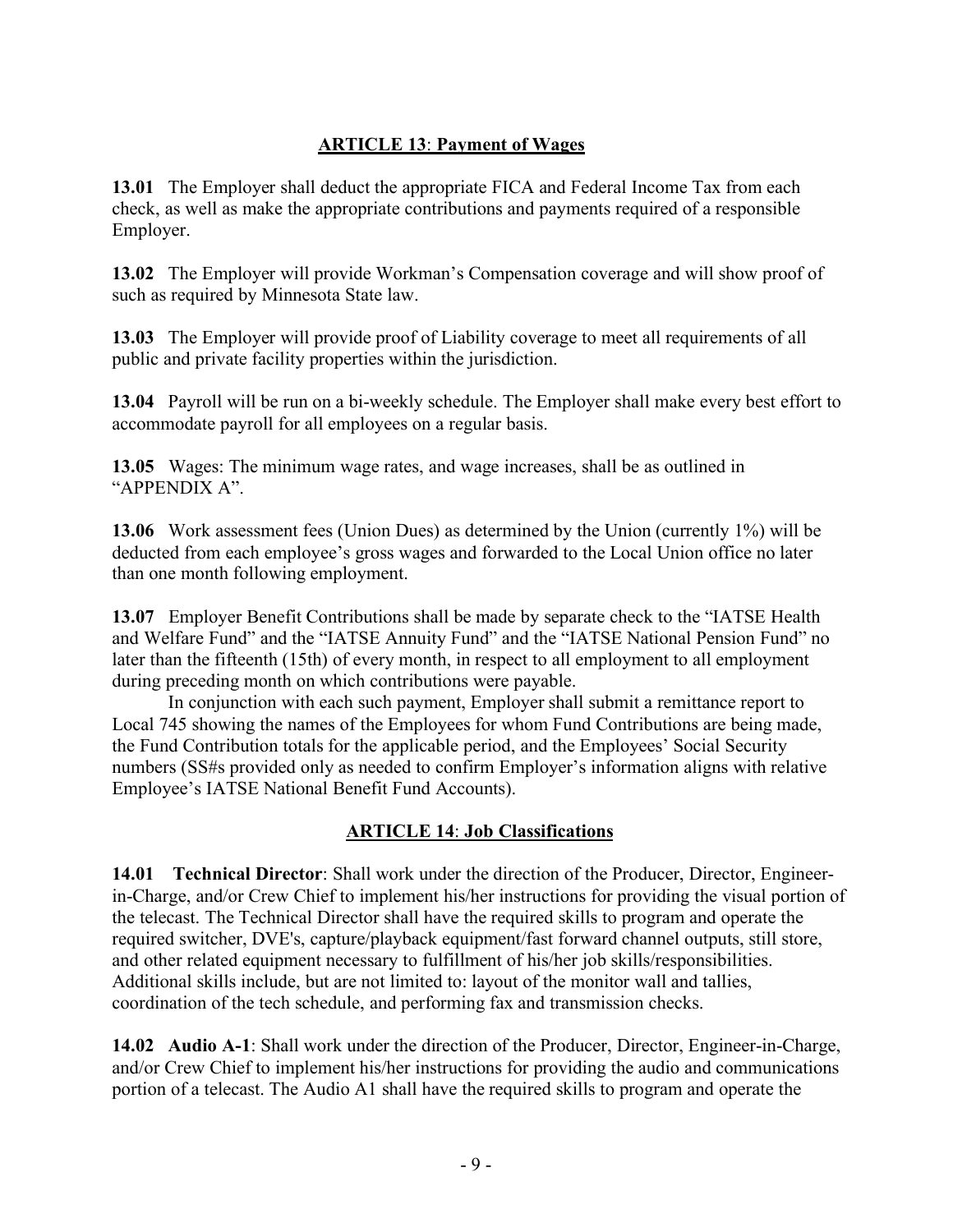## **ARTICLE 13**: **Payment of Wages**

**13.01** The Employer shall deduct the appropriate FICA and Federal Income Tax from each check, as well as make the appropriate contributions and payments required of a responsible Employer.

**13.02** The Employer will provide Workman's Compensation coverage and will show proof of such as required by Minnesota State law.

**13.03** The Employer will provide proof of Liability coverage to meet all requirements of all public and private facility properties within the jurisdiction.

**13.04** Payroll will be run on a bi-weekly schedule. The Employer shall make every best effort to accommodate payroll for all employees on a regular basis.

**13.05** Wages: The minimum wage rates, and wage increases, shall be as outlined in "APPENDIX A".

**13.06** Work assessment fees (Union Dues) as determined by the Union (currently 1%) will be deducted from each employee's gross wages and forwarded to the Local Union office no later than one month following employment.

**13.07** Employer Benefit Contributions shall be made by separate check to the "IATSE Health and Welfare Fund" and the "IATSE Annuity Fund" and the "IATSE National Pension Fund" no later than the fifteenth (15th) of every month, in respect to all employment to all employment during preceding month on which contributions were payable.

In conjunction with each such payment, Employer shall submit a remittance report to Local 745 showing the names of the Employees for whom Fund Contributions are being made, the Fund Contribution totals for the applicable period, and the Employees' Social Security numbers (SS#s provided only as needed to confirm Employer's information aligns with relative Employee's IATSE National Benefit Fund Accounts).

## **ARTICLE 14**: **Job Classifications**

**14.01** **Technical Director**: Shall work under the direction of the Producer, Director, Engineer-in-Charge, and/or Crew Chief to implement his/her instructions for providing the visual portion of the telecast. The Technical Director shall have the required skills to program and operate the required switcher, DVE's, capture/playback equipment/fast forward channel outputs, still store, and other related equipment necessary to fulfillment of his/her job skills/responsibilities. Additional skills include, but are not limited to: layout of the monitor wall and tallies, coordination of the tech schedule, and performing fax and transmission checks.

**14.02** **Audio A-1**: Shall work under the direction of the Producer, Director, Engineer-in-Charge, and/or Crew Chief to implement his/her instructions for providing the audio and communications portion of a telecast. The Audio A1 shall have the required skills to program and operate the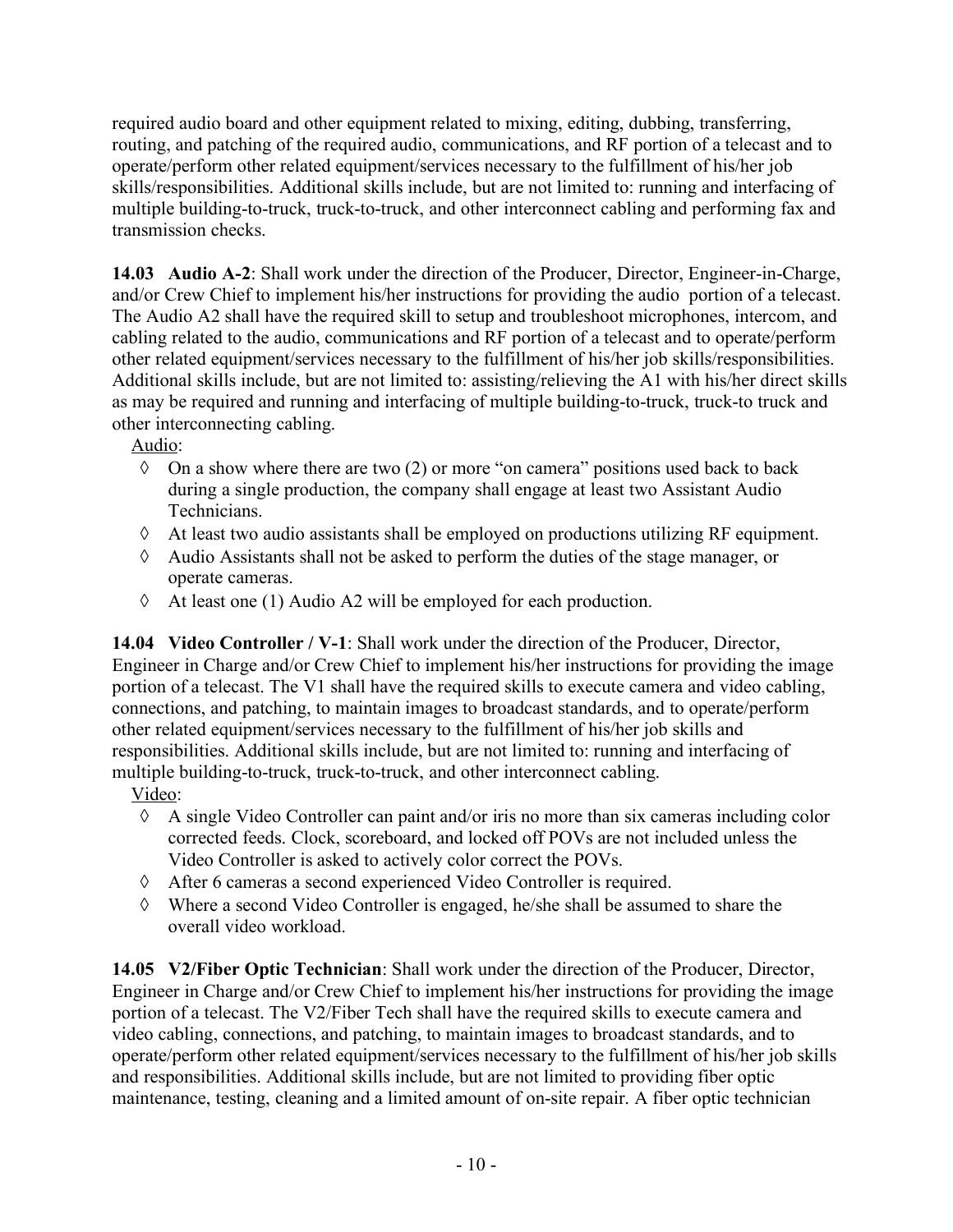required audio board and other equipment related to mixing, editing, dubbing, transferring, routing, and patching of the required audio, communications, and RF portion of a telecast and to operate/perform other related equipment/services necessary to the fulfillment of his/her job skills/responsibilities. Additional skills include, but are not limited to: running and interfacing of multiple building-to-truck, truck-to-truck, and other interconnect cabling and performing fax and transmission checks.

**14.03 Audio A-2**: Shall work under the direction of the Producer, Director, Engineer-in-Charge, and/or Crew Chief to implement his/her instructions for providing the audio portion of a telecast. The Audio A2 shall have the required skill to setup and troubleshoot microphones, intercom, and cabling related to the audio, communications and RF portion of a telecast and to operate/perform other related equipment/services necessary to the fulfillment of his/her job skills/responsibilities. Additional skills include, but are not limited to: assisting/relieving the A1 with his/her direct skills as may be required and running and interfacing of multiple building-to-truck, truck-to truck and other interconnecting cabling.

<u>Audio</u>:

- ◊ On a show where there are two (2) or more "on camera" positions used back to back during a single production, the company shall engage at least two Assistant Audio Technicians.
- ◊ At least two audio assistants shall be employed on productions utilizing RF equipment.
- ◊ Audio Assistants shall not be asked to perform the duties of the stage manager, or operate cameras.
- ◊ At least one (1) Audio A2 will be employed for each production.

**14.04 Video Controller / V-1**: Shall work under the direction of the Producer, Director, Engineer in Charge and/or Crew Chief to implement his/her instructions for providing the image portion of a telecast. The V1 shall have the required skills to execute camera and video cabling, connections, and patching, to maintain images to broadcast standards, and to operate/perform other related equipment/services necessary to the fulfillment of his/her job skills and responsibilities. Additional skills include, but are not limited to: running and interfacing of multiple building-to-truck, truck-to-truck, and other interconnect cabling.

<u>Video</u>:

- ◊ A single Video Controller can paint and/or iris no more than six cameras including color corrected feeds. Clock, scoreboard, and locked off POVs are not included unless the Video Controller is asked to actively color correct the POVs.
- ◊ After 6 cameras a second experienced Video Controller is required.
- ◊ Where a second Video Controller is engaged, he/she shall be assumed to share the overall video workload.

**14.05 V2/Fiber Optic Technician**: Shall work under the direction of the Producer, Director, Engineer in Charge and/or Crew Chief to implement his/her instructions for providing the image portion of a telecast. The V2/Fiber Tech shall have the required skills to execute camera and video cabling, connections, and patching, to maintain images to broadcast standards, and to operate/perform other related equipment/services necessary to the fulfillment of his/her job skills and responsibilities. Additional skills include, but are not limited to providing fiber optic maintenance, testing, cleaning and a limited amount of on-site repair. A fiber optic technician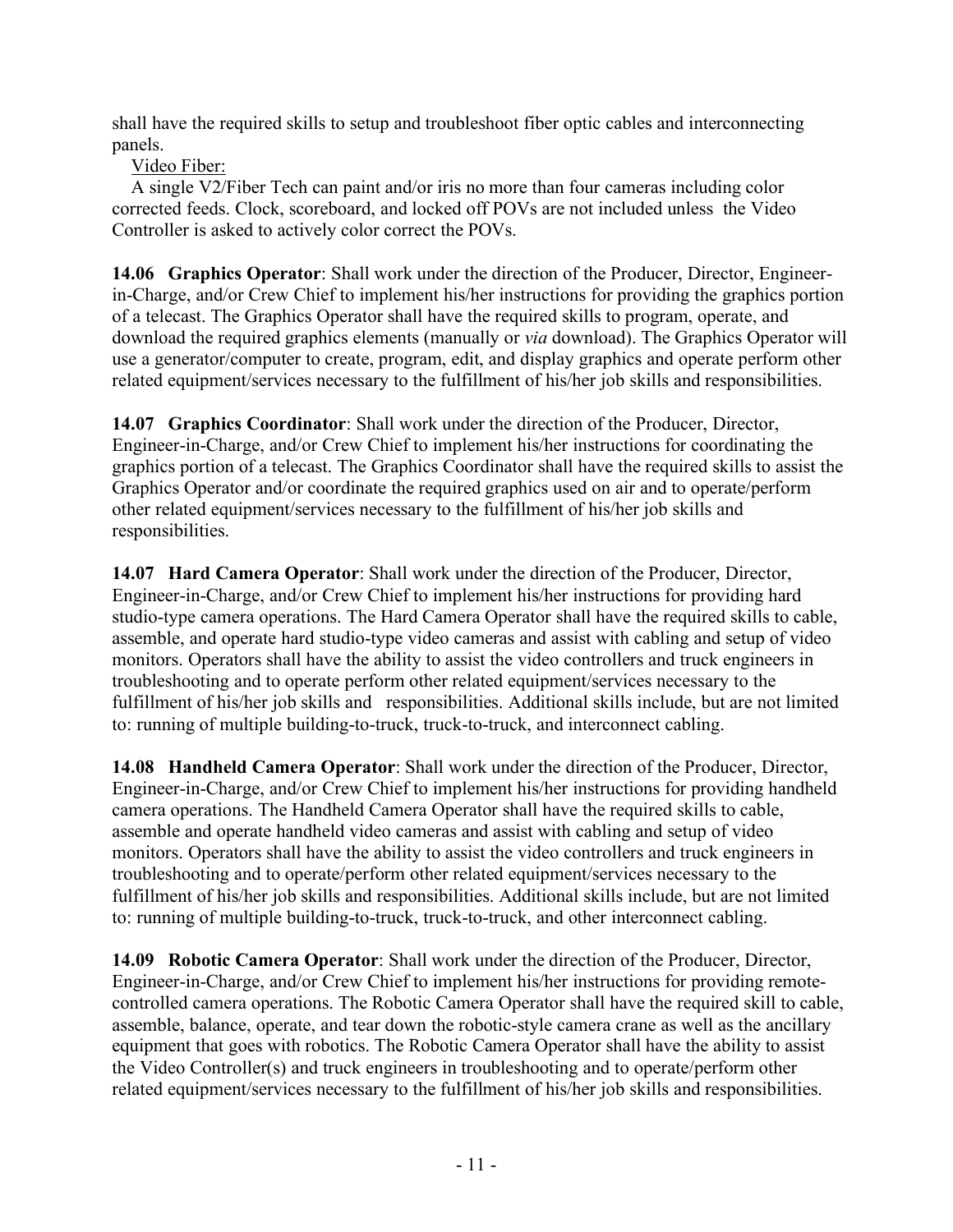shall have the required skills to setup and troubleshoot fiber optic cables and interconnecting panels.

Video Fiber:

A single V2/Fiber Tech can paint and/or iris no more than four cameras including color corrected feeds. Clock, scoreboard, and locked off POVs are not included unless the Video Controller is asked to actively color correct the POVs.

**14.06 Graphics Operator**: Shall work under the direction of the Producer, Director, Engineer-in-Charge, and/or Crew Chief to implement his/her instructions for providing the graphics portion of a telecast. The Graphics Operator shall have the required skills to program, operate, and download the required graphics elements (manually or *via* download). The Graphics Operator will use a generator/computer to create, program, edit, and display graphics and operate perform other related equipment/services necessary to the fulfillment of his/her job skills and responsibilities.

**14.07 Graphics Coordinator**: Shall work under the direction of the Producer, Director, Engineer-in-Charge, and/or Crew Chief to implement his/her instructions for coordinating the graphics portion of a telecast. The Graphics Coordinator shall have the required skills to assist the Graphics Operator and/or coordinate the required graphics used on air and to operate/perform other related equipment/services necessary to the fulfillment of his/her job skills and responsibilities.

**14.07 Hard Camera Operator**: Shall work under the direction of the Producer, Director, Engineer-in-Charge, and/or Crew Chief to implement his/her instructions for providing hard studio-type camera operations. The Hard Camera Operator shall have the required skills to cable, assemble, and operate hard studio-type video cameras and assist with cabling and setup of video monitors. Operators shall have the ability to assist the video controllers and truck engineers in troubleshooting and to operate perform other related equipment/services necessary to the fulfillment of his/her job skills and responsibilities. Additional skills include, but are not limited to: running of multiple building-to-truck, truck-to-truck, and interconnect cabling.

**14.08 Handheld Camera Operator**: Shall work under the direction of the Producer, Director, Engineer-in-Charge, and/or Crew Chief to implement his/her instructions for providing handheld camera operations. The Handheld Camera Operator shall have the required skills to cable, assemble and operate handheld video cameras and assist with cabling and setup of video monitors. Operators shall have the ability to assist the video controllers and truck engineers in troubleshooting and to operate/perform other related equipment/services necessary to the fulfillment of his/her job skills and responsibilities. Additional skills include, but are not limited to: running of multiple building-to-truck, truck-to-truck, and other interconnect cabling.

**14.09 Robotic Camera Operator**: Shall work under the direction of the Producer, Director, Engineer-in-Charge, and/or Crew Chief to implement his/her instructions for providing remote-controlled camera operations. The Robotic Camera Operator shall have the required skill to cable, assemble, balance, operate, and tear down the robotic-style camera crane as well as the ancillary equipment that goes with robotics. The Robotic Camera Operator shall have the ability to assist the Video Controller(s) and truck engineers in troubleshooting and to operate/perform other related equipment/services necessary to the fulfillment of his/her job skills and responsibilities.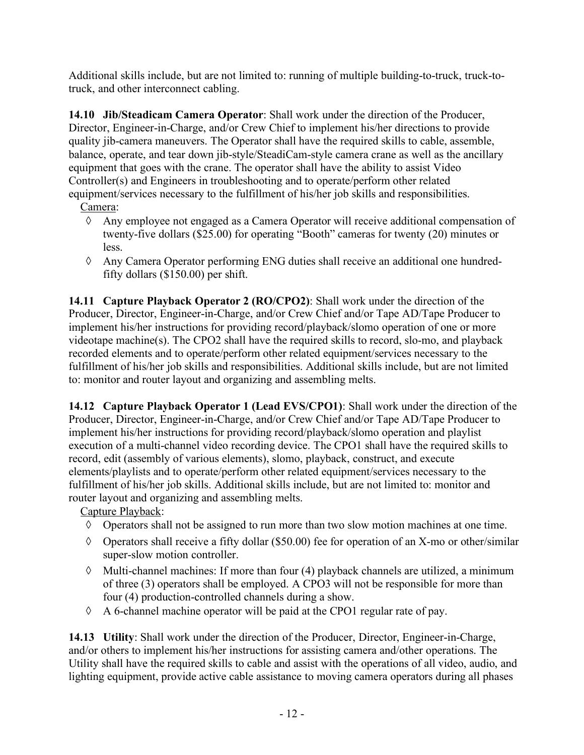Additional skills include, but are not limited to: running of multiple building-to-truck, truck-to-truck, and other interconnect cabling.

**14.10 Jib/Steadicam Camera Operator**: Shall work under the direction of the Producer, Director, Engineer-in-Charge, and/or Crew Chief to implement his/her directions to provide quality jib-camera maneuvers. The Operator shall have the required skills to cable, assemble, balance, operate, and tear down jib-style/SteadiCam-style camera crane as well as the ancillary equipment that goes with the crane. The operator shall have the ability to assist Video Controller(s) and Engineers in troubleshooting and to operate/perform other related equipment/services necessary to the fulfillment of his/her job skills and responsibilities.

Camera:

- ◊ Any employee not engaged as a Camera Operator will receive additional compensation of twenty-five dollars ($25.00) for operating "Booth" cameras for twenty (20) minutes or less.
- ◊ Any Camera Operator performing ENG duties shall receive an additional one hundred-fifty dollars ($150.00) per shift.

**14.11 Capture Playback Operator 2 (RO/CPO2)**: Shall work under the direction of the Producer, Director, Engineer-in-Charge, and/or Crew Chief and/or Tape AD/Tape Producer to implement his/her instructions for providing record/playback/slomo operation of one or more videotape machine(s). The CPO2 shall have the required skills to record, slo-mo, and playback recorded elements and to operate/perform other related equipment/services necessary to the fulfillment of his/her job skills and responsibilities. Additional skills include, but are not limited to: monitor and router layout and organizing and assembling melts.

**14.12 Capture Playback Operator 1 (Lead EVS/CPO1)**: Shall work under the direction of the Producer, Director, Engineer-in-Charge, and/or Crew Chief and/or Tape AD/Tape Producer to implement his/her instructions for providing record/playback/slomo operation and playlist execution of a multi-channel video recording device. The CPO1 shall have the required skills to record, edit (assembly of various elements), slomo, playback, construct, and execute elements/playlists and to operate/perform other related equipment/services necessary to the fulfillment of his/her job skills. Additional skills include, but are not limited to: monitor and router layout and organizing and assembling melts.

Capture Playback:

- ◊ Operators shall not be assigned to run more than two slow motion machines at one time.
- ◊ Operators shall receive a fifty dollar ($50.00) fee for operation of an X-mo or other/similar super-slow motion controller.
- ◊ Multi-channel machines: If more than four (4) playback channels are utilized, a minimum of three (3) operators shall be employed. A CPO3 will not be responsible for more than four (4) production-controlled channels during a show.
- ◊ A 6-channel machine operator will be paid at the CPO1 regular rate of pay.

**14.13 Utility**: Shall work under the direction of the Producer, Director, Engineer-in-Charge, and/or others to implement his/her instructions for assisting camera and/other operations. The Utility shall have the required skills to cable and assist with the operations of all video, audio, and lighting equipment, provide active cable assistance to moving camera operators during all phases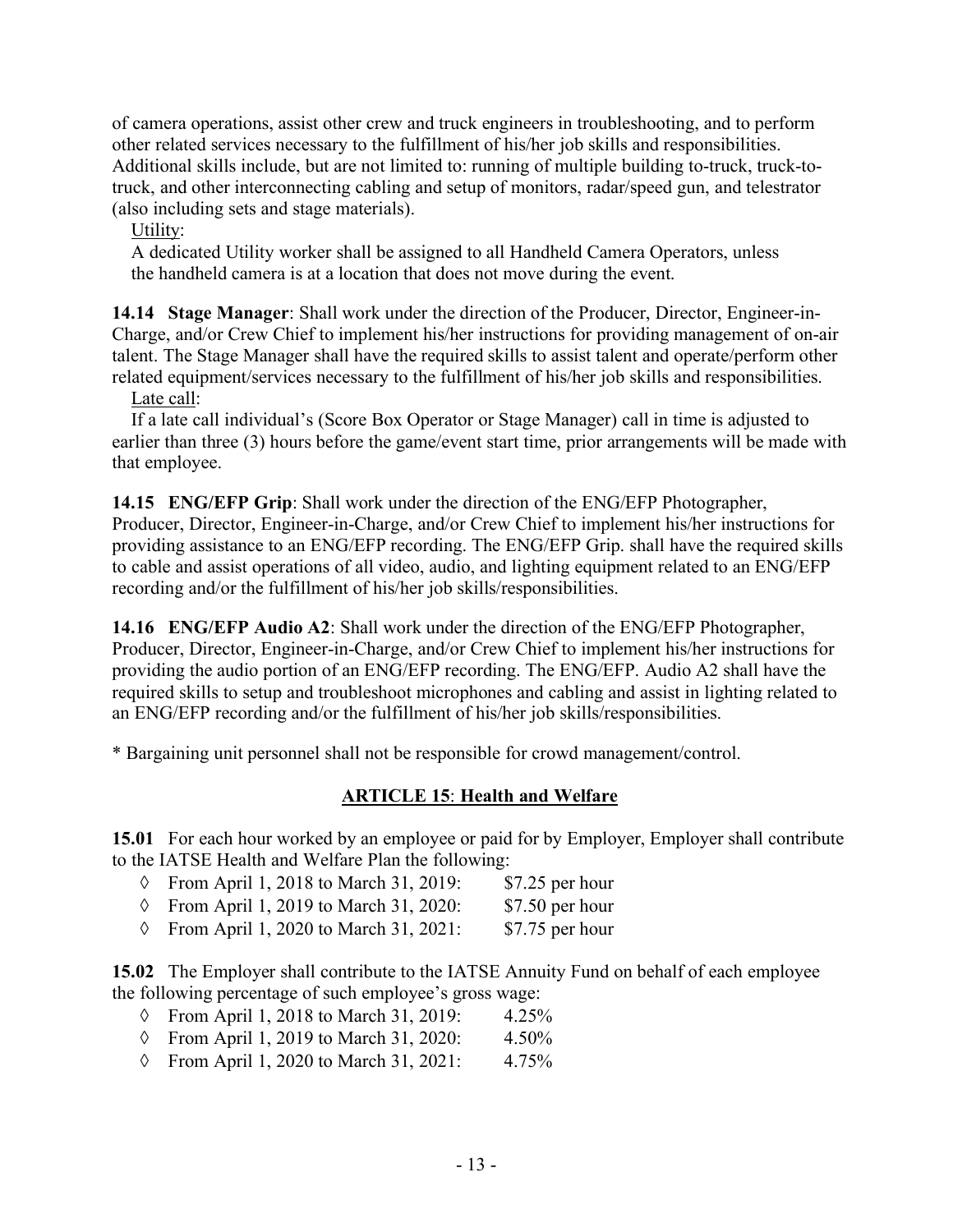of camera operations, assist other crew and truck engineers in troubleshooting, and to perform other related services necessary to the fulfillment of his/her job skills and responsibilities. Additional skills include, but are not limited to: running of multiple building to-truck, truck-to-truck, and other interconnecting cabling and setup of monitors, radar/speed gun, and telestrator (also including sets and stage materials).

Utility:

A dedicated Utility worker shall be assigned to all Handheld Camera Operators, unless the handheld camera is at a location that does not move during the event.

**14.14 Stage Manager**: Shall work under the direction of the Producer, Director, Engineer-in-Charge, and/or Crew Chief to implement his/her instructions for providing management of on-air talent. The Stage Manager shall have the required skills to assist talent and operate/perform other related equipment/services necessary to the fulfillment of his/her job skills and responsibilities.

Late call:

If a late call individual's (Score Box Operator or Stage Manager) call in time is adjusted to earlier than three (3) hours before the game/event start time, prior arrangements will be made with that employee.

**14.15 ENG/EFP Grip**: Shall work under the direction of the ENG/EFP Photographer, Producer, Director, Engineer-in-Charge, and/or Crew Chief to implement his/her instructions for providing assistance to an ENG/EFP recording. The ENG/EFP Grip. shall have the required skills to cable and assist operations of all video, audio, and lighting equipment related to an ENG/EFP recording and/or the fulfillment of his/her job skills/responsibilities.

**14.16 ENG/EFP Audio A2**: Shall work under the direction of the ENG/EFP Photographer, Producer, Director, Engineer-in-Charge, and/or Crew Chief to implement his/her instructions for providing the audio portion of an ENG/EFP recording. The ENG/EFP. Audio A2 shall have the required skills to setup and troubleshoot microphones and cabling and assist in lighting related to an ENG/EFP recording and/or the fulfillment of his/her job skills/responsibilities.

* Bargaining unit personnel shall not be responsible for crowd management/control.

## ARTICLE 15: Health and Welfare

**15.01** For each hour worked by an employee or paid for by Employer, Employer shall contribute to the IATSE Health and Welfare Plan the following:

- ◊ From April 1, 2018 to March 31, 2019: $7.25 per hour
- ◊ From April 1, 2019 to March 31, 2020: $7.50 per hour
- ◊ From April 1, 2020 to March 31, 2021: $7.75 per hour

**15.02** The Employer shall contribute to the IATSE Annuity Fund on behalf of each employee the following percentage of such employee's gross wage:

- ◊ From April 1, 2018 to March 31, 2019: 4.25%
- ◊ From April 1, 2019 to March 31, 2020: 4.50%
- ◊ From April 1, 2020 to March 31, 2021: 4.75%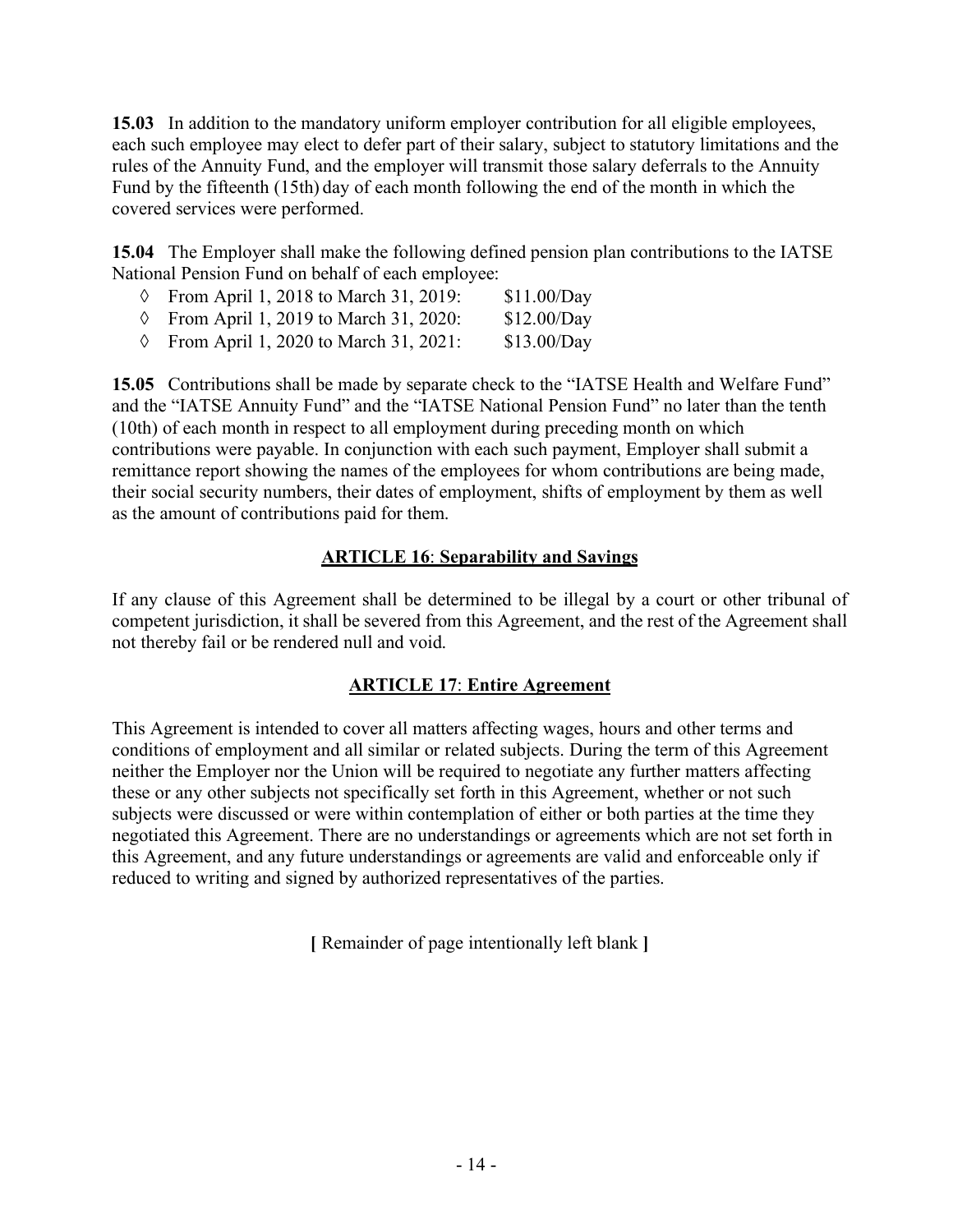**15.03** In addition to the mandatory uniform employer contribution for all eligible employees, each such employee may elect to defer part of their salary, subject to statutory limitations and the rules of the Annuity Fund, and the employer will transmit those salary deferrals to the Annuity Fund by the fifteenth (15th) day of each month following the end of the month in which the covered services were performed.

**15.04** The Employer shall make the following defined pension plan contributions to the IATSE National Pension Fund on behalf of each employee:

- ◊ From April 1, 2018 to March 31, 2019: $11.00/Day
- ◊ From April 1, 2019 to March 31, 2020: $12.00/Day
- ◊ From April 1, 2020 to March 31, 2021: $13.00/Day

**15.05** Contributions shall be made by separate check to the "IATSE Health and Welfare Fund" and the "IATSE Annuity Fund" and the "IATSE National Pension Fund" no later than the tenth (10th) of each month in respect to all employment during preceding month on which contributions were payable. In conjunction with each such payment, Employer shall submit a remittance report showing the names of the employees for whom contributions are being made, their social security numbers, their dates of employment, shifts of employment by them as well as the amount of contributions paid for them.

## ARTICLE 16: Separability and Savings

If any clause of this Agreement shall be determined to be illegal by a court or other tribunal of competent jurisdiction, it shall be severed from this Agreement, and the rest of the Agreement shall not thereby fail or be rendered null and void.

## ARTICLE 17: Entire Agreement

This Agreement is intended to cover all matters affecting wages, hours and other terms and conditions of employment and all similar or related subjects. During the term of this Agreement neither the Employer nor the Union will be required to negotiate any further matters affecting these or any other subjects not specifically set forth in this Agreement, whether or not such subjects were discussed or were within contemplation of either or both parties at the time they negotiated this Agreement. There are no understandings or agreements which are not set forth in this Agreement, and any future understandings or agreements are valid and enforceable only if reduced to writing and signed by authorized representatives of the parties.

**[** Remainder of page intentionally left blank **]**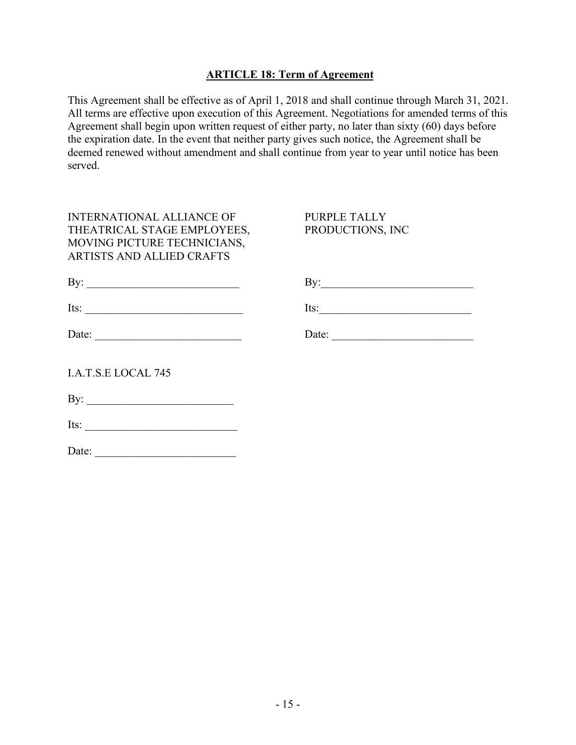## ARTICLE 18: Term of Agreement

This Agreement shall be effective as of April 1, 2018 and shall continue through March 31, 2021. All terms are effective upon execution of this Agreement. Negotiations for amended terms of this Agreement shall begin upon written request of either party, no later than sixty (60) days before the expiration date. In the event that neither party gives such notice, the Agreement shall be deemed renewed without amendment and shall continue from year to year until notice has been served.

INTERNATIONAL ALLIANCE OF THEATRICAL STAGE EMPLOYEES, MOVING PICTURE TECHNICIANS, ARTISTS AND ALLIED CRAFTS

By: ___________________________

Its: ___________________________

Date: _________________________

PURPLE TALLY PRODUCTIONS, INC

By: ___________________________

Its: ___________________________

Date: _________________________

I.A.T.S.E LOCAL 745

By: ___________________________

Its: ___________________________

Date: _________________________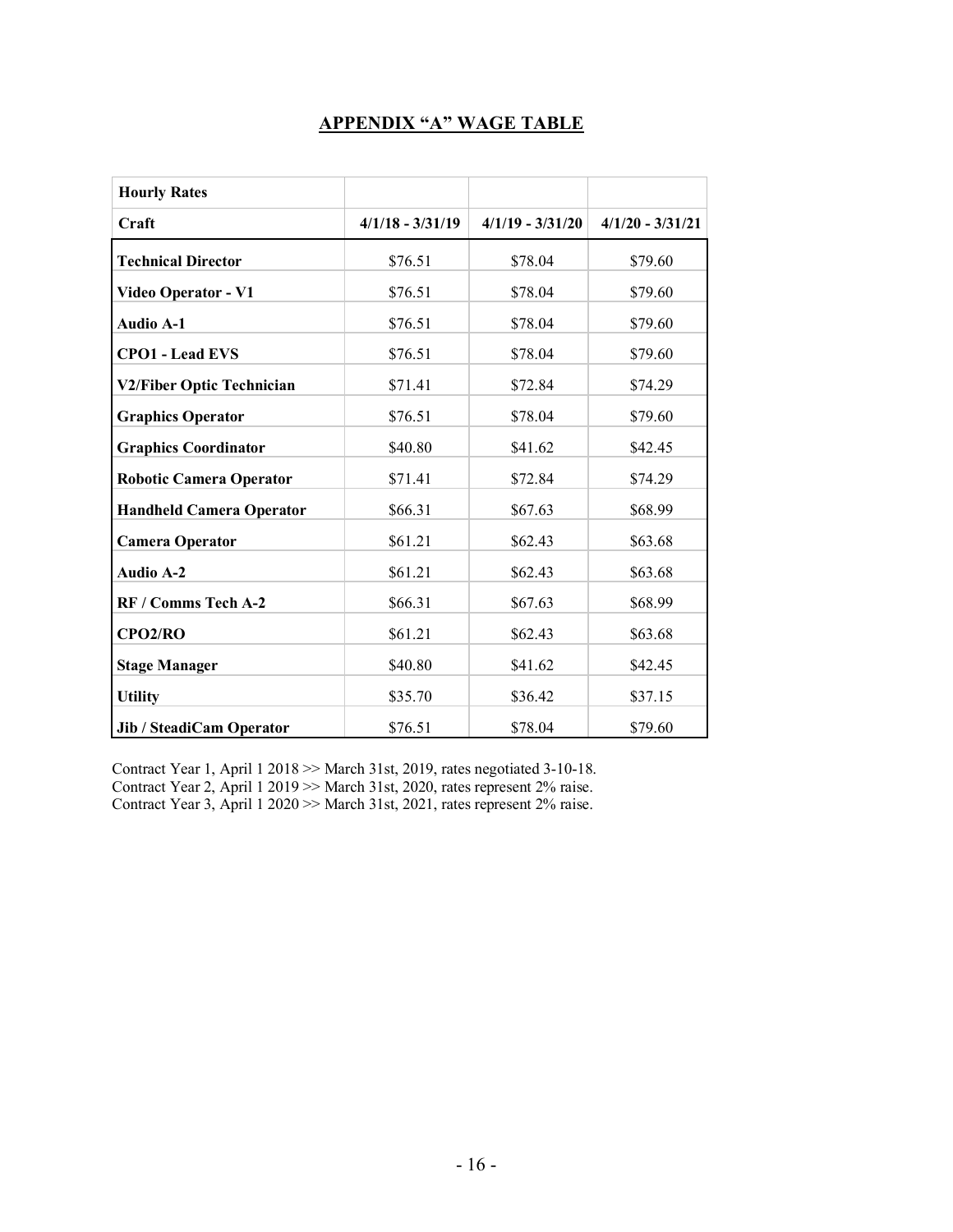## APPENDIX "A" WAGE TABLE

| Hourly Rates | | | |
|---|---|---|---|
| **Craft** | **4/1/18 - 3/31/19** | **4/1/19 - 3/31/20** | **4/1/20 - 3/31/21** |
| **Technical Director** | $76.51 | $78.04 | $79.60 |
| **Video Operator - V1** | $76.51 | $78.04 | $79.60 |
| **Audio A-1** | $76.51 | $78.04 | $79.60 |
| **CPO1 - Lead EVS** | $76.51 | $78.04 | $79.60 |
| **V2/Fiber Optic Technician** | $71.41 | $72.84 | $74.29 |
| **Graphics Operator** | $76.51 | $78.04 | $79.60 |
| **Graphics Coordinator** | $40.80 | $41.62 | $42.45 |
| **Robotic Camera Operator** | $71.41 | $72.84 | $74.29 |
| **Handheld Camera Operator** | $66.31 | $67.63 | $68.99 |
| **Camera Operator** | $61.21 | $62.43 | $63.68 |
| **Audio A-2** | $61.21 | $62.43 | $63.68 |
| **RF / Comms Tech A-2** | $66.31 | $67.63 | $68.99 |
| **CPO2/RO** | $61.21 | $62.43 | $63.68 |
| **Stage Manager** | $40.80 | $41.62 | $42.45 |
| **Utility** | $35.70 | $36.42 | $37.15 |
| **Jib / SteadiCam Operator** | $76.51 | $78.04 | $79.60 |

Contract Year 1, April 1 2018 >> March 31st, 2019, rates negotiated 3-10-18.
Contract Year 2, April 1 2019 >> March 31st, 2020, rates represent 2% raise.
Contract Year 3, April 1 2020 >> March 31st, 2021, rates represent 2% raise.